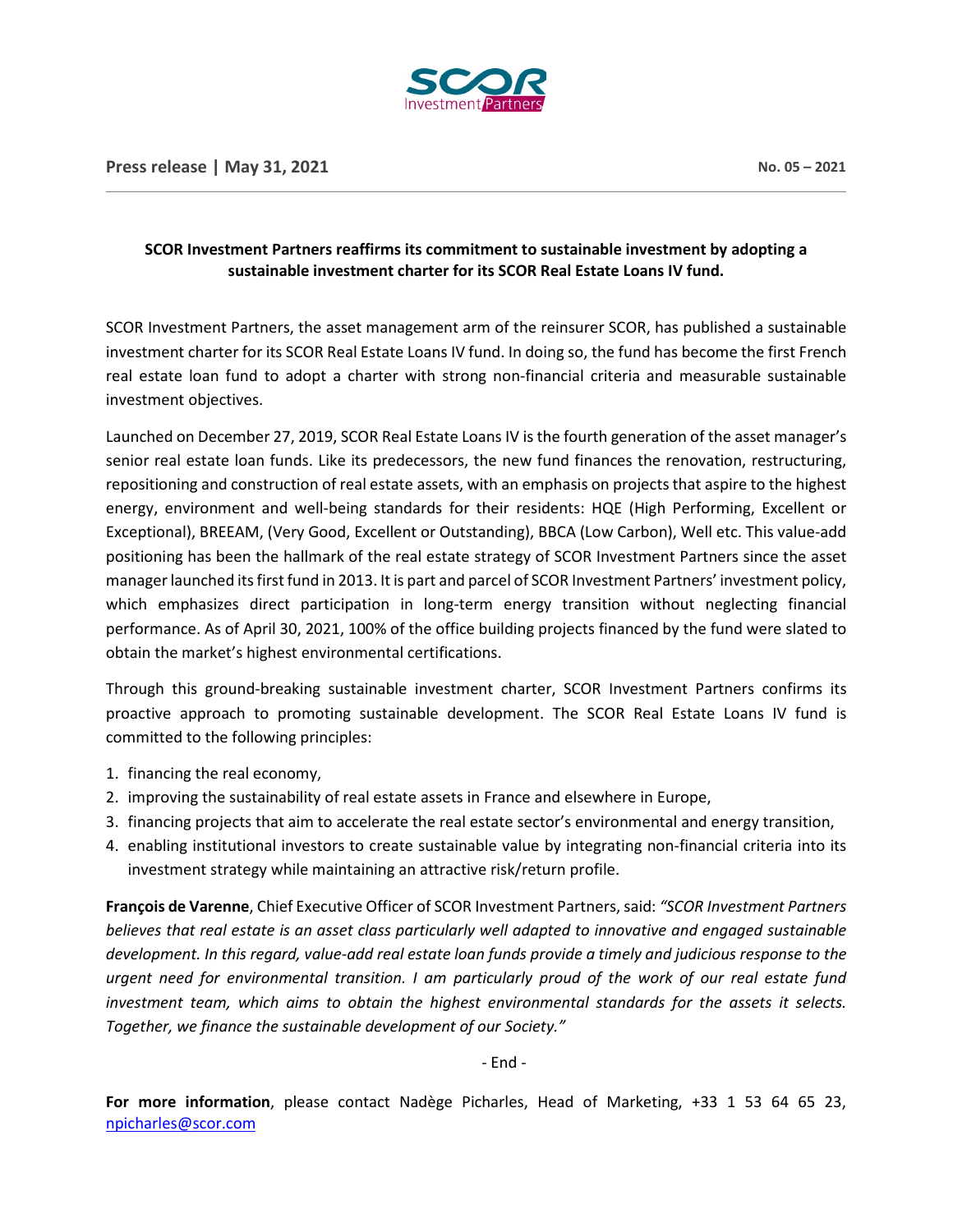Press release | May 31, 2021

No. 05 – 2021

**SCOR Investment Partners reaffirms its commitment to sustainable investment by adopting a sustainable investment charter for its SCOR Real Estate Loans IV fund.**

SCOR Investment Partners, the asset management arm of the reinsurer SCOR, has published a sustainable investment charter for its SCOR Real Estate Loans IV fund. In doing so, the fund has become the first French real estate loan fund to adopt a charter with strong non-financial criteria and measurable sustainable investment objectives.

Launched on December 27, 2019, SCOR Real Estate Loans IV is the fourth generation of the asset manager's senior real estate loan funds. Like its predecessors, the new fund finances the renovation, restructuring, repositioning and construction of real estate assets, with an emphasis on projects that aspire to the highest energy, environment and well-being standards for their residents: HQE (High Performing, Excellent or Exceptional), BREEAM, (Very Good, Excellent or Outstanding), BBCA (Low Carbon), Well etc. This value-add positioning has been the hallmark of the real estate strategy of SCOR Investment Partners since the asset manager launched its first fund in 2013. It is part and parcel of SCOR Investment Partners' investment policy, which emphasizes direct participation in long-term energy transition without neglecting financial performance. As of April 30, 2021, 100% of the office building projects financed by the fund were slated to obtain the market's highest environmental certifications.

Through this ground-breaking sustainable investment charter, SCOR Investment Partners confirms its proactive approach to promoting sustainable development. The SCOR Real Estate Loans IV fund is committed to the following principles:

1. financing the real economy,
2. improving the sustainability of real estate assets in France and elsewhere in Europe,
3. financing projects that aim to accelerate the real estate sector's environmental and energy transition,
4. enabling institutional investors to create sustainable value by integrating non-financial criteria into its investment strategy while maintaining an attractive risk/return profile.

**François de Varenne**, Chief Executive Officer of SCOR Investment Partners, said: *"SCOR Investment Partners believes that real estate is an asset class particularly well adapted to innovative and engaged sustainable development. In this regard, value-add real estate loan funds provide a timely and judicious response to the urgent need for environmental transition. I am particularly proud of the work of our real estate fund investment team, which aims to obtain the highest environmental standards for the assets it selects. Together, we finance the sustainable development of our Society."*

\- End -

**For more information**, please contact Nadège Picharles, Head of Marketing, +33 1 53 64 65 23, npicharles@scor.com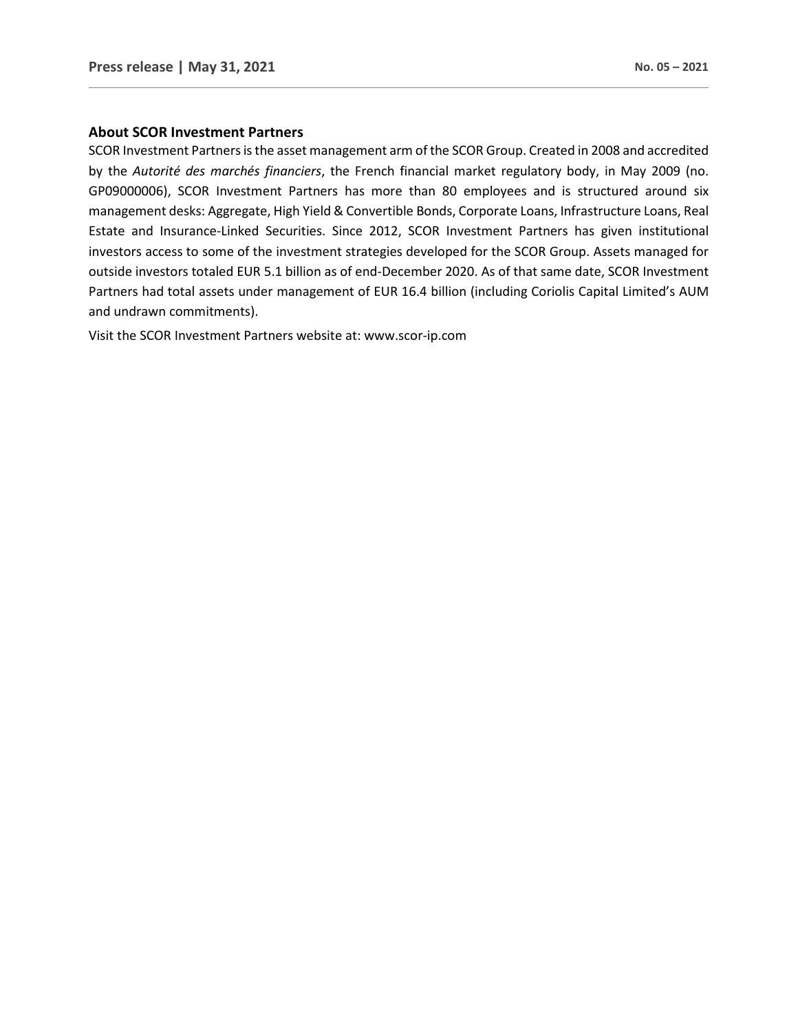## About SCOR Investment Partners

SCOR Investment Partners is the asset management arm of the SCOR Group. Created in 2008 and accredited by the *Autorité des marchés financiers*, the French financial market regulatory body, in May 2009 (no. GP09000006), SCOR Investment Partners has more than 80 employees and is structured around six management desks: Aggregate, High Yield & Convertible Bonds, Corporate Loans, Infrastructure Loans, Real Estate and Insurance-Linked Securities. Since 2012, SCOR Investment Partners has given institutional investors access to some of the investment strategies developed for the SCOR Group. Assets managed for outside investors totaled EUR 5.1 billion as of end-December 2020. As of that same date, SCOR Investment Partners had total assets under management of EUR 16.4 billion (including Coriolis Capital Limited's AUM and undrawn commitments).

Visit the SCOR Investment Partners website at: www.scor-ip.com